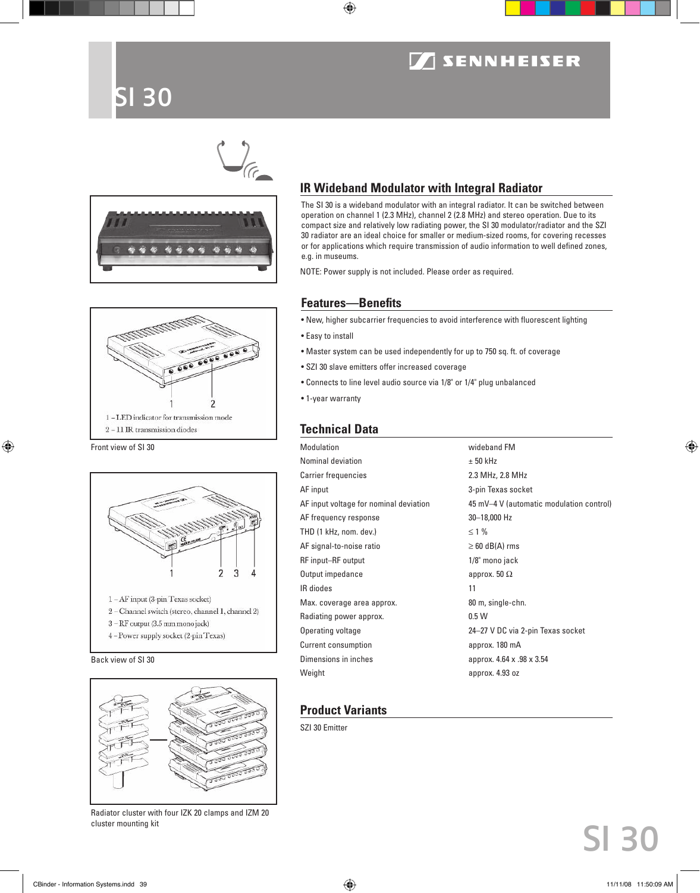# SI 30

SENNHEISER

## IR Wideband Modulator with Integral Radiator

The SI 30 is a wideband modulator with an integral radiator. It can be switched between operation on channel 1 (2.3 MHz), channel 2 (2.8 MHz) and stereo operation. Due to its compact size and relatively low radiating power, the SI 30 modulator/radiator and the SZI 30 radiator are an ideal choice for smaller or medium-sized rooms, for covering recesses or for applications which require transmission of audio information to well defined zones, e.g. in museums.

NOTE: Power supply is not included. Please order as required.

1 – LED indicator for transmission mode
2 – 11 IR transmission diodes

Front view of SI 30

1 – AF input (3-pin Texas socket)
2 – Channel switch (stereo, channel 1, channel 2)
3 – RF output (3.5 mm mono jack)
4 – Power supply socket (2-pin Texas)

Back view of SI 30

Radiator cluster with four IZK 20 clamps and IZM 20 cluster mounting kit

## Features—Benefits

- New, higher subcarrier frequencies to avoid interference with fluorescent lighting
- Easy to install
- Master system can be used independently for up to 750 sq. ft. of coverage
- SZI 30 slave emitters offer increased coverage
- Connects to line level audio source via 1/8" or 1/4" plug unbalanced
- 1-year warranty

## Technical Data

| | |
|---|---|
| Modulation | wideband FM |
| Nominal deviation | ± 50 kHz |
| Carrier frequencies | 2.3 MHz, 2.8 MHz |
| AF input | 3-pin Texas socket |
| AF input voltage for nominal deviation | 45 mV–4 V (automatic modulation control) |
| AF frequency response | 30–18,000 Hz |
| THD (1 kHz, nom. dev.) | ≤ 1 % |
| AF signal-to-noise ratio | ≥ 60 dB(A) rms |
| RF input–RF output | 1/8" mono jack |
| Output impedance | approx. 50 Ω |
| IR diodes | 11 |
| Max. coverage area approx. | 80 m, single-chn. |
| Radiating power approx. | 0.5 W |
| Operating voltage | 24–27 V DC via 2-pin Texas socket |
| Current consumption | approx. 180 mA |
| Dimensions in inches | approx. 4.64 x .98 x 3.54 |
| Weight | approx. 4.93 oz |

## Product Variants

SZI 30 Emitter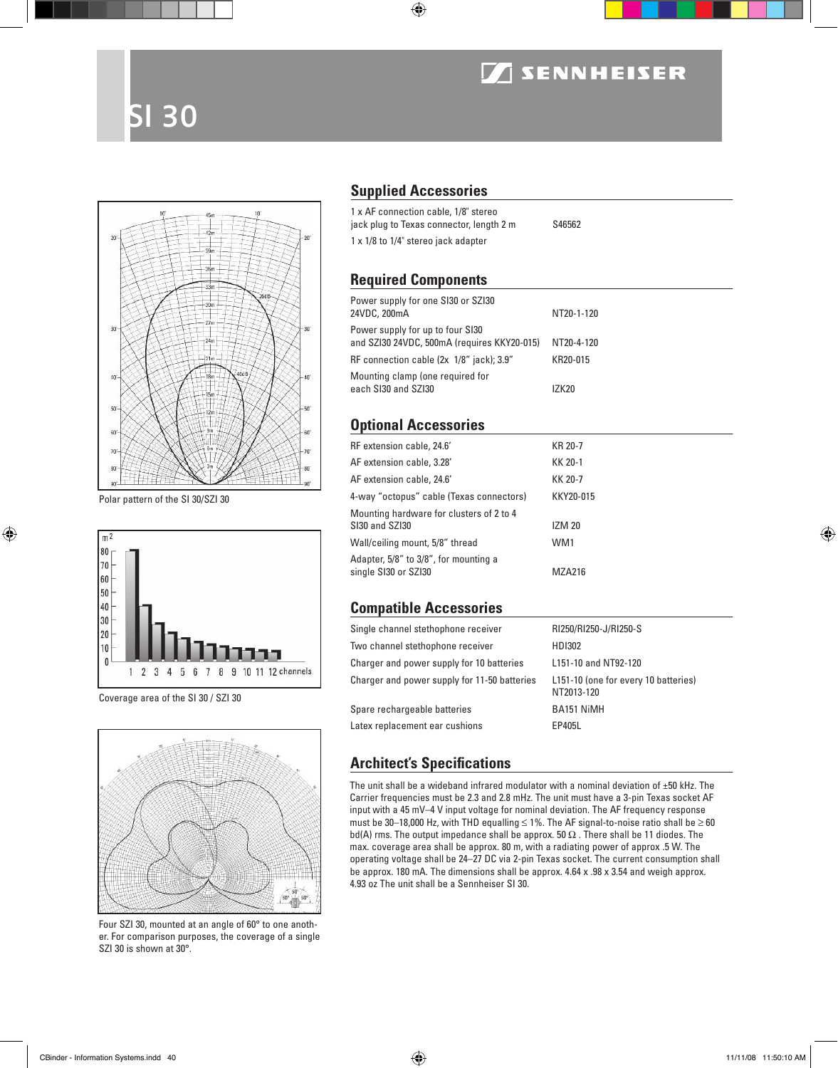# SI 30

SENNHEISER

Polar pattern of the SI 30/SZI 30

m²

80
70
60
50
40
30
20
10
0

1 2 3 4 5 6 7 8 9 10 11 12 channels

Coverage area of the SI 30 / SZI 30

Four SZI 30, mounted at an angle of 60° to one another. For comparison purposes, the coverage of a single SZI 30 is shown at 30°.

## Supplied Accessories

| | |
|---|---|
| 1 x AF connection cable, 1/8" stereo jack plug to Texas connector, length 2 m | S46562 |
| 1 x 1/8 to 1/4" stereo jack adapter | |

## Required Components

| | |
|---|---|
| Power supply for one SI30 or SZI30 24VDC, 200mA | NT20-1-120 |
| Power supply for up to four SI30 and SZI30 24VDC, 500mA (requires KKY20-015) | NT20-4-120 |
| RF connection cable (2x 1/8" jack); 3.9" | KR20-015 |
| Mounting clamp (one required for each SI30 and SZI30 | IZK20 |

## Optional Accessories

| | |
|---|---|
| RF extension cable, 24.6' | KR 20-7 |
| AF extension cable, 3.28' | KK 20-1 |
| AF extension cable, 24.6' | KK 20-7 |
| 4-way "octopus" cable (Texas connectors) | KKY20-015 |
| Mounting hardware for clusters of 2 to 4 SI30 and SZI30 | IZM 20 |
| Wall/ceiling mount, 5/8" thread | WM1 |
| Adapter, 5/8" to 3/8", for mounting a single SI30 or SZI30 | MZA216 |

## Compatible Accessories

| | |
|---|---|
| Single channel stethophone receiver | RI250/RI250-J/RI250-S |
| Two channel stethophone receiver | HDI302 |
| Charger and power supply for 10 batteries | L151-10 and NT92-120 |
| Charger and power supply for 11-50 batteries | L151-10 (one for every 10 batteries) NT2013-120 |
| Spare rechargeable batteries | BA151 NiMH |
| Latex replacement ear cushions | EP405L |

## Architect's Specifications

The unit shall be a wideband infrared modulator with a nominal deviation of ±50 kHz. The Carrier frequencies must be 2.3 and 2.8 mHz. The unit must have a 3-pin Texas socket AF input with a 45 mV–4 V input voltage for nominal deviation. The AF frequency response must be 30–18,000 Hz, with THD equalling ≤ 1%. The AF signal-to-noise ratio shall be ≥ 60 bd(A) rms. The output impedance shall be approx. 50 Ω . There shall be 11 diodes. The max. coverage area shall be approx. 80 m, with a radiating power of approx .5 W. The operating voltage shall be 24–27 DC via 2-pin Texas socket. The current consumption shall be approx. 180 mA. The dimensions shall be approx. 4.64 x .98 x 3.54 and weigh approx. 4.93 oz The unit shall be a Sennheiser SI 30.